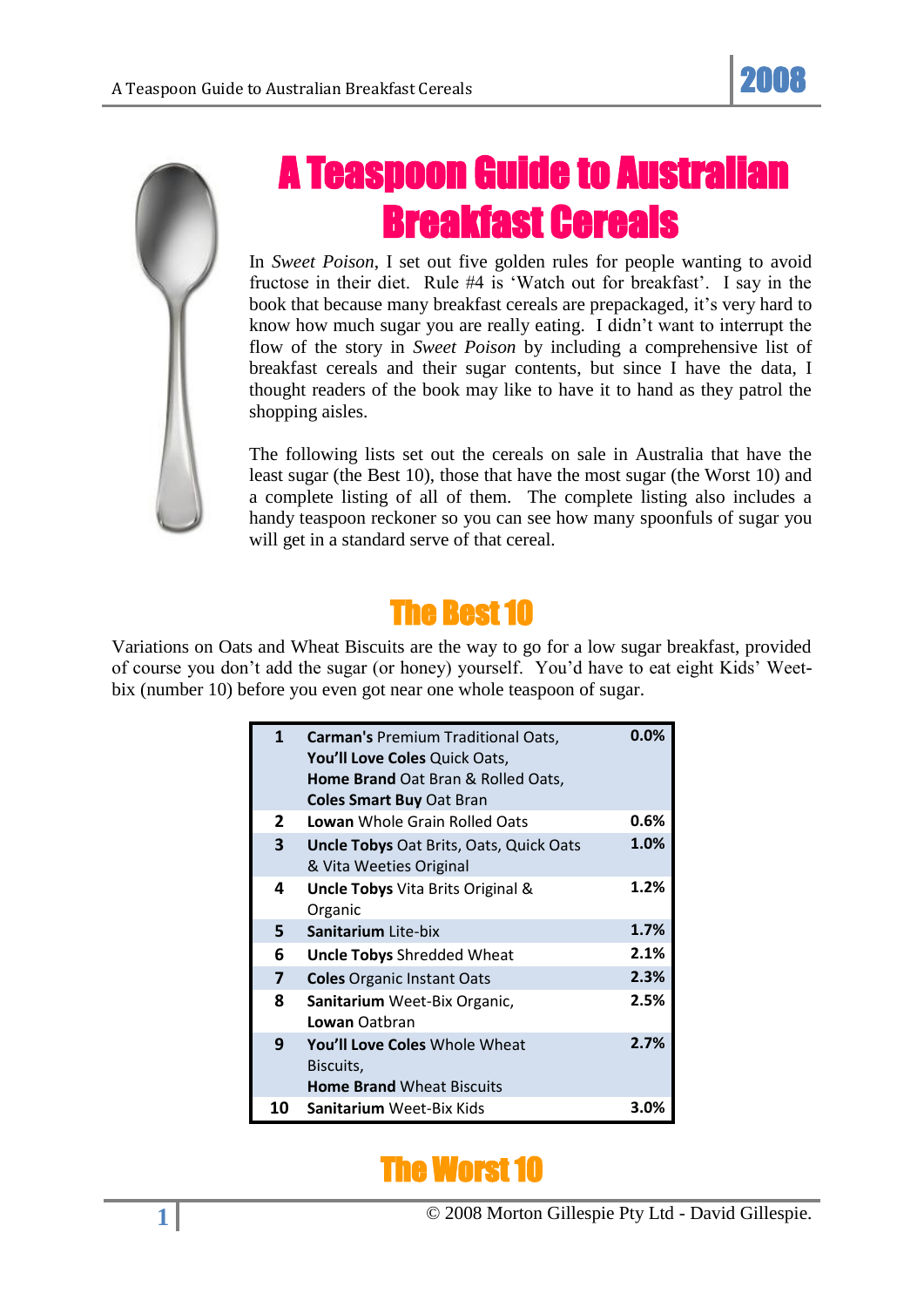# A Teaspoon Guide to Australian Breakfast Cereals

In *Sweet Poison*, I set out five golden rules for people wanting to avoid fructose in their diet. Rule #4 is 'Watch out for breakfast'. I say in the book that because many breakfast cereals are prepackaged, it's very hard to know how much sugar you are really eating. I didn't want to interrupt the flow of the story in *Sweet Poison* by including a comprehensive list of breakfast cereals and their sugar contents, but since I have the data, I thought readers of the book may like to have it to hand as they patrol the shopping aisles.

The following lists set out the cereals on sale in Australia that have the least sugar (the Best 10), those that have the most sugar (the Worst 10) and a complete listing of all of them. The complete listing also includes a handy teaspoon reckoner so you can see how many spoonfuls of sugar you will get in a standard serve of that cereal.

## The Best 10

Variations on Oats and Wheat Biscuits are the way to go for a low sugar breakfast, provided of course you don't add the sugar (or honey) yourself. You'd have to eat eight Kids' Weet-bix (number 10) before you even got near one whole teaspoon of sugar.

| | | |
|---|---|---|
| **1** | **Carman's** Premium Traditional Oats, **You'll Love Coles** Quick Oats, **Home Brand** Oat Bran & Rolled Oats, **Coles Smart Buy** Oat Bran | **0.0%** |
| **2** | **Lowan** Whole Grain Rolled Oats | **0.6%** |
| **3** | **Uncle Tobys** Oat Brits, Oats, Quick Oats & Vita Weeties Original | **1.0%** |
| **4** | **Uncle Tobys** Vita Brits Original & Organic | **1.2%** |
| **5** | **Sanitarium** Lite-bix | **1.7%** |
| **6** | **Uncle Tobys** Shredded Wheat | **2.1%** |
| **7** | **Coles** Organic Instant Oats | **2.3%** |
| **8** | **Sanitarium** Weet-Bix Organic, **Lowan** Oatbran | **2.5%** |
| **9** | **You'll Love Coles** Whole Wheat Biscuits, **Home Brand** Wheat Biscuits | **2.7%** |
| **10** | **Sanitarium** Weet-Bix Kids | **3.0%** |

## The Worst 10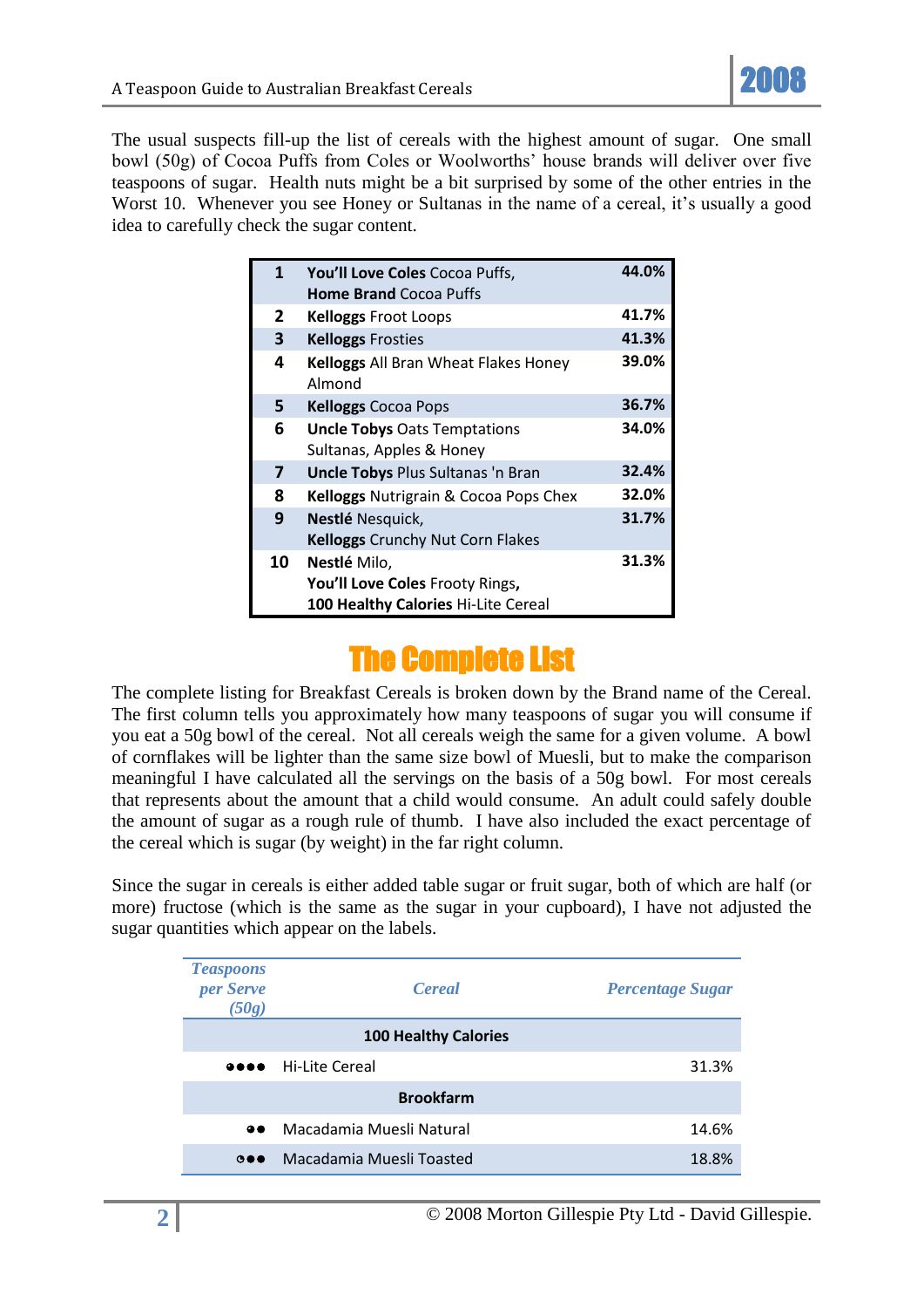The usual suspects fill-up the list of cereals with the highest amount of sugar. One small bowl (50g) of Cocoa Puffs from Coles or Woolworths' house brands will deliver over five teaspoons of sugar. Health nuts might be a bit surprised by some of the other entries in the Worst 10. Whenever you see Honey or Sultanas in the name of a cereal, it's usually a good idea to carefully check the sugar content.

| | | |
|---|---|---|
| **1** | **You'll Love Coles** Cocoa Puffs, **Home Brand** Cocoa Puffs | **44.0%** |
| **2** | **Kelloggs** Froot Loops | **41.7%** |
| **3** | **Kelloggs** Frosties | **41.3%** |
| **4** | **Kelloggs** All Bran Wheat Flakes Honey Almond | **39.0%** |
| **5** | **Kelloggs** Cocoa Pops | **36.7%** |
| **6** | **Uncle Tobys** Oats Temptations Sultanas, Apples & Honey | **34.0%** |
| **7** | **Uncle Tobys** Plus Sultanas 'n Bran | **32.4%** |
| **8** | **Kelloggs** Nutrigrain & Cocoa Pops Chex | **32.0%** |
| **9** | **Nestlé** Nesquick, **Kelloggs** Crunchy Nut Corn Flakes | **31.7%** |
| **10** | **Nestlé** Milo, **You'll Love Coles** Frooty Rings, **100 Healthy Calories** Hi-Lite Cereal | **31.3%** |

# The Complete List

The complete listing for Breakfast Cereals is broken down by the Brand name of the Cereal. The first column tells you approximately how many teaspoons of sugar you will consume if you eat a 50g bowl of the cereal. Not all cereals weigh the same for a given volume. A bowl of cornflakes will be lighter than the same size bowl of Muesli, but to make the comparison meaningful I have calculated all the servings on the basis of a 50g bowl. For most cereals that represents about the amount that a child would consume. An adult could safely double the amount of sugar as a rough rule of thumb. I have also included the exact percentage of the cereal which is sugar (by weight) in the far right column.

Since the sugar in cereals is either added table sugar or fruit sugar, both of which are half (or more) fructose (which is the same as the sugar in your cupboard), I have not adjusted the sugar quantities which appear on the labels.

| *Teaspoons per Serve (50g)* | *Cereal* | *Percentage Sugar* |
|---|---|---|
| | **100 Healthy Calories** | |
| ●●●● | Hi-Lite Cereal | 31.3% |
| | **Brookfarm** | |
| ●● | Macadamia Muesli Natural | 14.6% |
| ◔●● | Macadamia Muesli Toasted | 18.8% |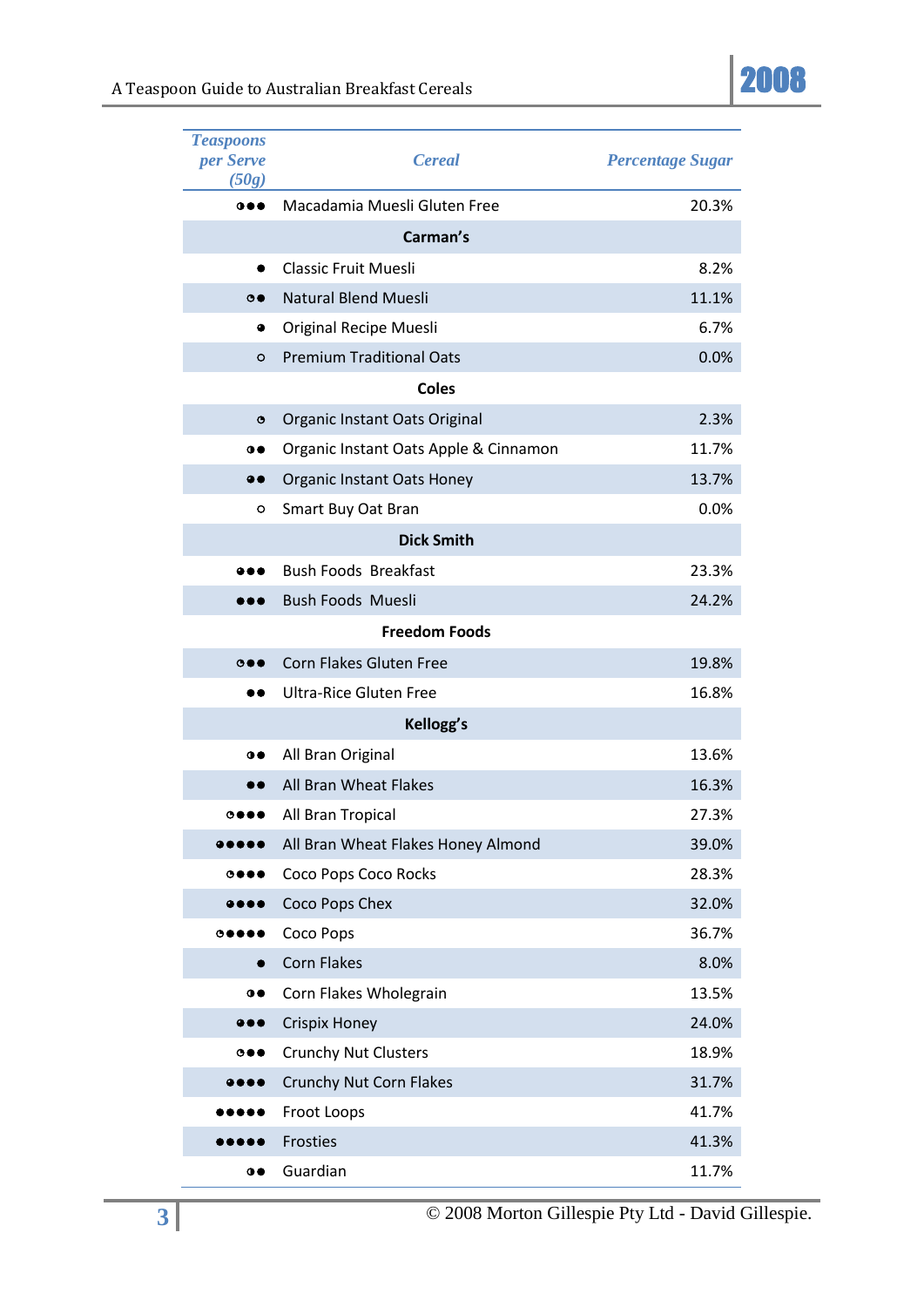| *Teaspoons per Serve (50g)* | *Cereal* | *Percentage Sugar* |
|---:|:---:|---:|
| ◑●● | Macadamia Muesli Gluten Free | 20.3% |
| | **Carman's** | |
| ● | Classic Fruit Muesli | 8.2% |
| ◔● | Natural Blend Muesli | 11.1% |
| ◕ | Original Recipe Muesli | 6.7% |
| ○ | Premium Traditional Oats | 0.0% |
| | **Coles** | |
| ◔ | Organic Instant Oats Original | 2.3% |
| ◑● | Organic Instant Oats Apple & Cinnamon | 11.7% |
| ◕● | Organic Instant Oats Honey | 13.7% |
| ○ | Smart Buy Oat Bran | 0.0% |
| | **Dick Smith** | |
| ◕●● | Bush Foods Breakfast | 23.3% |
| ●●● | Bush Foods Muesli | 24.2% |
| | **Freedom Foods** | |
| ◔●● | Corn Flakes Gluten Free | 19.8% |
| ●● | Ultra-Rice Gluten Free | 16.8% |
| | **Kellogg's** | |
| ◑● | All Bran Original | 13.6% |
| ●● | All Bran Wheat Flakes | 16.3% |
| ◔●●● | All Bran Tropical | 27.3% |
| ◕●●●● | All Bran Wheat Flakes Honey Almond | 39.0% |
| ◔●●● | Coco Pops Coco Rocks | 28.3% |
| ◕●●● | Coco Pops Chex | 32.0% |
| ◔●●●● | Coco Pops | 36.7% |
| ● | Corn Flakes | 8.0% |
| ◑● | Corn Flakes Wholegrain | 13.5% |
| ◕●● | Crispix Honey | 24.0% |
| ◔●● | Crunchy Nut Clusters | 18.9% |
| ◕●●● | Crunchy Nut Corn Flakes | 31.7% |
| ●●●●● | Froot Loops | 41.7% |
| ●●●●● | Frosties | 41.3% |
| ◑● | Guardian | 11.7% |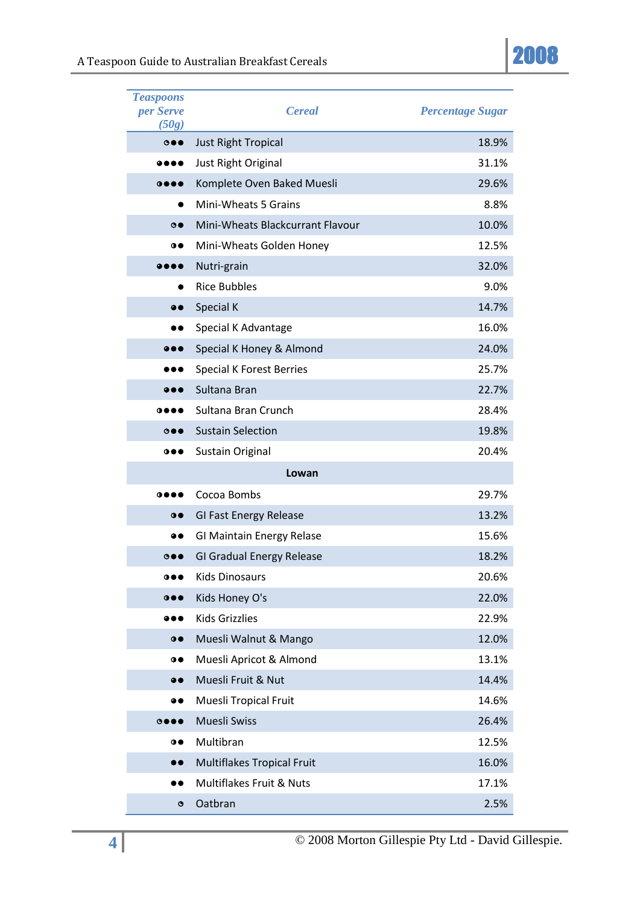| Teaspoons per Serve (50g) | Cereal | Percentage Sugar |
|---|---|---|
| ◔●● | Just Right Tropical | 18.9% |
| ◕●●● | Just Right Original | 31.1% |
| ◑●●● | Komplete Oven Baked Muesli | 29.6% |
| ● | Mini-Wheats 5 Grains | 8.8% |
| ◔● | Mini-Wheats Blackcurrant Flavour | 10.0% |
| ◑● | Mini-Wheats Golden Honey | 12.5% |
| ◕●●● | Nutri-grain | 32.0% |
| ● | Rice Bubbles | 9.0% |
| ◕● | Special K | 14.7% |
| ●● | Special K Advantage | 16.0% |
| ◕●● | Special K Honey & Almond | 24.0% |
| ●●● | Special K Forest Berries | 25.7% |
| ◕●● | Sultana Bran | 22.7% |
| ◑●●● | Sultana Bran Crunch | 28.4% |
| ◔●● | Sustain Selection | 19.8% |
| ◑●● | Sustain Original | 20.4% |
| | **Lowan** | |
| ◑●●● | Cocoa Bombs | 29.7% |
| ◑● | GI Fast Energy Release | 13.2% |
| ◕● | GI Maintain Energy Relase | 15.6% |
| ◔●● | GI Gradual Energy Release | 18.2% |
| ◑●● | Kids Dinosaurs | 20.6% |
| ◑●● | Kids Honey O's | 22.0% |
| ◕●● | Kids Grizzlies | 22.9% |
| ◑● | Muesli Walnut & Mango | 12.0% |
| ◑● | Muesli Apricot & Almond | 13.1% |
| ◕● | Muesli Fruit & Nut | 14.4% |
| ◕● | Muesli Tropical Fruit | 14.6% |
| ◔●●● | Muesli Swiss | 26.4% |
| ◑● | Multibran | 12.5% |
| ●● | Multiflakes Tropical Fruit | 16.0% |
| ●● | Multiflakes Fruit & Nuts | 17.1% |
| ◔ | Oatbran | 2.5% |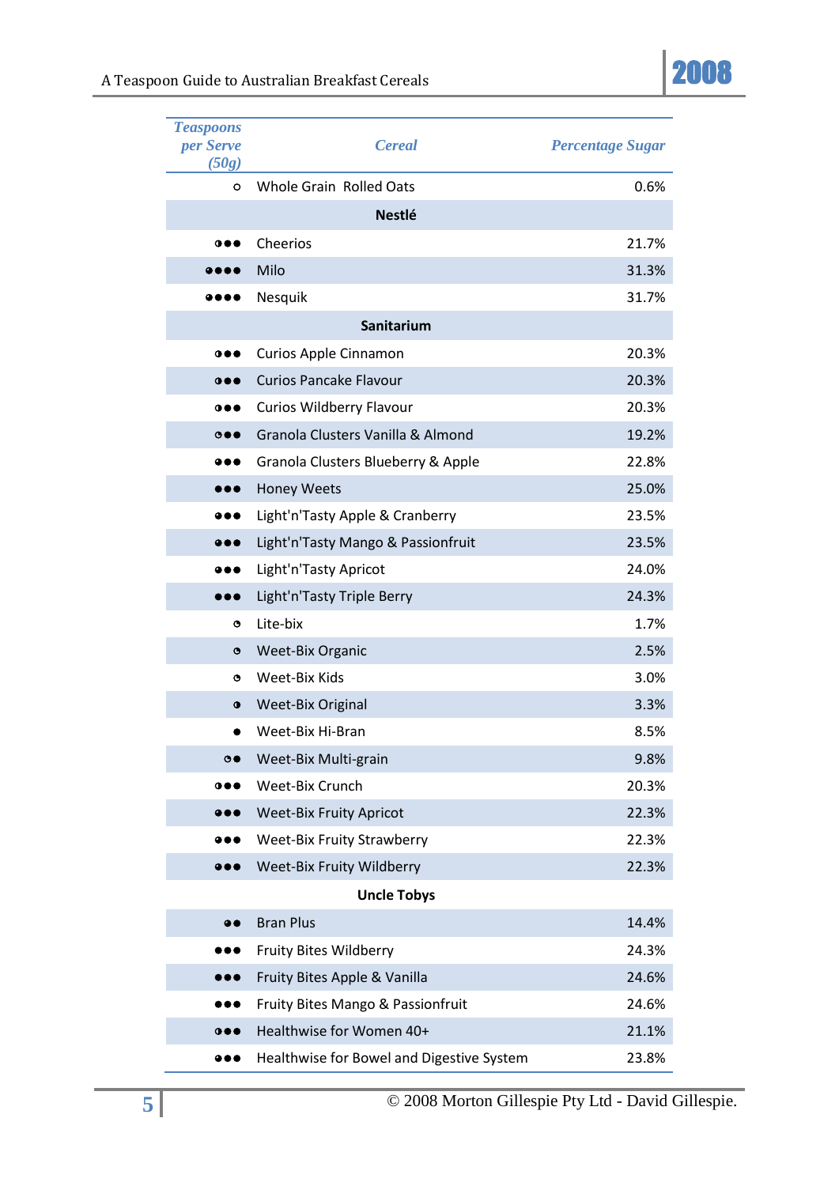| Teaspoons per Serve (50g) | Cereal | Percentage Sugar |
|---|---|---|
| ○ | Whole Grain Rolled Oats | 0.6% |
| | **Nestlé** | |
| ◑●● | Cheerios | 21.7% |
| ◕●●● | Milo | 31.3% |
| ◕●●● | Nesquik | 31.7% |
| | **Sanitarium** | |
| ◑●● | Curios Apple Cinnamon | 20.3% |
| ◑●● | Curios Pancake Flavour | 20.3% |
| ◑●● | Curios Wildberry Flavour | 20.3% |
| ◔●● | Granola Clusters Vanilla & Almond | 19.2% |
| ◕●● | Granola Clusters Blueberry & Apple | 22.8% |
| ●●● | Honey Weets | 25.0% |
| ◕●● | Light'n'Tasty Apple & Cranberry | 23.5% |
| ◕●● | Light'n'Tasty Mango & Passionfruit | 23.5% |
| ◕●● | Light'n'Tasty Apricot | 24.0% |
| ●●● | Light'n'Tasty Triple Berry | 24.3% |
| ◔ | Lite-bix | 1.7% |
| ◔ | Weet-Bix Organic | 2.5% |
| ◔ | Weet-Bix Kids | 3.0% |
| ◑ | Weet-Bix Original | 3.3% |
| ● | Weet-Bix Hi-Bran | 8.5% |
| ◔● | Weet-Bix Multi-grain | 9.8% |
| ◑●● | Weet-Bix Crunch | 20.3% |
| ◕●● | Weet-Bix Fruity Apricot | 22.3% |
| ◕●● | Weet-Bix Fruity Strawberry | 22.3% |
| ◕●● | Weet-Bix Fruity Wildberry | 22.3% |
| | **Uncle Tobys** | |
| ◕● | Bran Plus | 14.4% |
| ●●● | Fruity Bites Wildberry | 24.3% |
| ●●● | Fruity Bites Apple & Vanilla | 24.6% |
| ●●● | Fruity Bites Mango & Passionfruit | 24.6% |
| ◑●● | Healthwise for Women 40+ | 21.1% |
| ◕●● | Healthwise for Bowel and Digestive System | 23.8% |

© 2008 Morton Gillespie Pty Ltd - David Gillespie.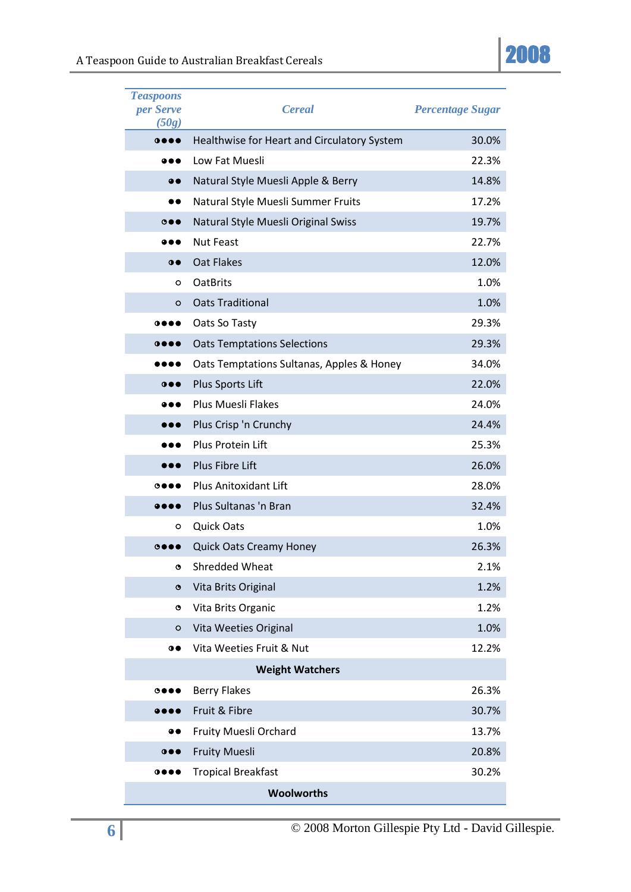| *Teaspoons per Serve (50g)* | *Cereal* | *Percentage Sugar* |
|---|---|---|
| ◑●●● | Healthwise for Heart and Circulatory System | 30.0% |
| ◕●● | Low Fat Muesli | 22.3% |
| ◕● | Natural Style Muesli Apple & Berry | 14.8% |
| ●● | Natural Style Muesli Summer Fruits | 17.2% |
| ◔●● | Natural Style Muesli Original Swiss | 19.7% |
| ●●● | Nut Feast | 22.7% |
| ◑● | Oat Flakes | 12.0% |
| ○ | OatBrits | 1.0% |
| ○ | Oats Traditional | 1.0% |
| ◑●●● | Oats So Tasty | 29.3% |
| ◑●●● | Oats Temptations Selections | 29.3% |
| ●●●● | Oats Temptations Sultanas, Apples & Honey | 34.0% |
| ◑●● | Plus Sports Lift | 22.0% |
| ◕●● | Plus Muesli Flakes | 24.0% |
| ●●● | Plus Crisp 'n Crunchy | 24.4% |
| ●●● | Plus Protein Lift | 25.3% |
| ●●● | Plus Fibre Lift | 26.0% |
| ◔●●● | Plus Anitoxidant Lift | 28.0% |
| ◕●●● | Plus Sultanas 'n Bran | 32.4% |
| ○ | Quick Oats | 1.0% |
| ◔●●● | Quick Oats Creamy Honey | 26.3% |
| ◔ | Shredded Wheat | 2.1% |
| ◔ | Vita Brits Original | 1.2% |
| ◔ | Vita Brits Organic | 1.2% |
| ○ | Vita Weeties Original | 1.0% |
| ◑● | Vita Weeties Fruit & Nut | 12.2% |
| | **Weight Watchers** | |
| ◔●●● | Berry Flakes | 26.3% |
| ◕●●● | Fruit & Fibre | 30.7% |
| ◕● | Fruity Muesli Orchard | 13.7% |
| ◑●● | Fruity Muesli | 20.8% |
| ◑●●● | Tropical Breakfast | 30.2% |
| | **Woolworths** | |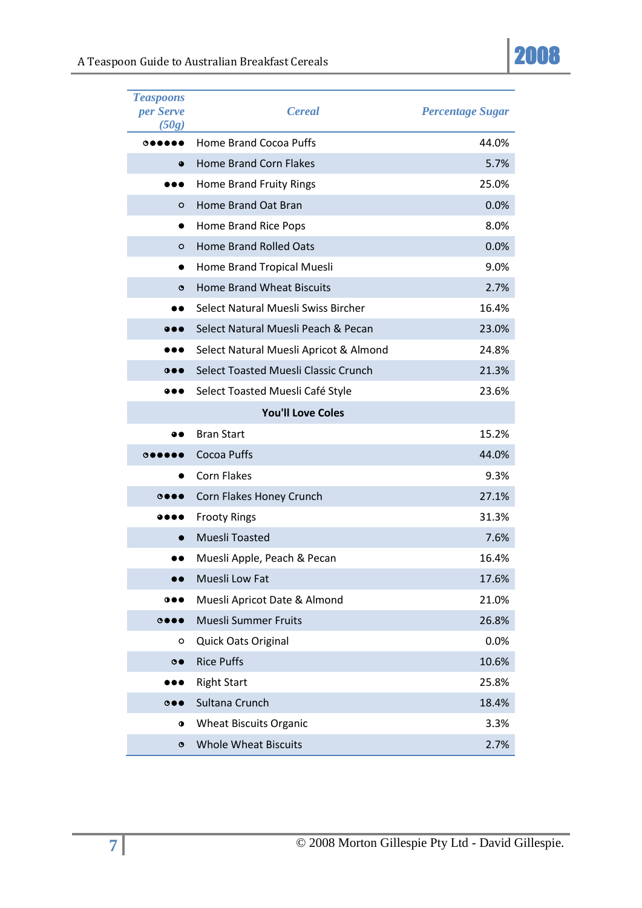| *Teaspoons per Serve (50g)* | *Cereal* | *Percentage Sugar* |
|---:|---|---:|
| ◔●●●●● | Home Brand Cocoa Puffs | 44.0% |
| ◕ | Home Brand Corn Flakes | 5.7% |
| ●●● | Home Brand Fruity Rings | 25.0% |
| ○ | Home Brand Oat Bran | 0.0% |
| ● | Home Brand Rice Pops | 8.0% |
| ○ | Home Brand Rolled Oats | 0.0% |
| ● | Home Brand Tropical Muesli | 9.0% |
| ◔ | Home Brand Wheat Biscuits | 2.7% |
| ●● | Select Natural Muesli Swiss Bircher | 16.4% |
| ◕●● | Select Natural Muesli Peach & Pecan | 23.0% |
| ●●● | Select Natural Muesli Apricot & Almond | 24.8% |
| ◑●● | Select Toasted Muesli Classic Crunch | 21.3% |
| ◕●● | Select Toasted Muesli Café Style | 23.6% |
| | **You'll Love Coles** | |
| ◕● | Bran Start | 15.2% |
| ◔●●●●● | Cocoa Puffs | 44.0% |
| ● | Corn Flakes | 9.3% |
| ◔●●● | Corn Flakes Honey Crunch | 27.1% |
| ◕●●● | Frooty Rings | 31.3% |
| ● | Muesli Toasted | 7.6% |
| ●● | Muesli Apple, Peach & Pecan | 16.4% |
| ●● | Muesli Low Fat | 17.6% |
| ◑●● | Muesli Apricot Date & Almond | 21.0% |
| ◔●●● | Muesli Summer Fruits | 26.8% |
| ○ | Quick Oats Original | 0.0% |
| ◔● | Rice Puffs | 10.6% |
| ●●● | Right Start | 25.8% |
| ◔●● | Sultana Crunch | 18.4% |
| ◑ | Wheat Biscuits Organic | 3.3% |
| ◔ | Whole Wheat Biscuits | 2.7% |